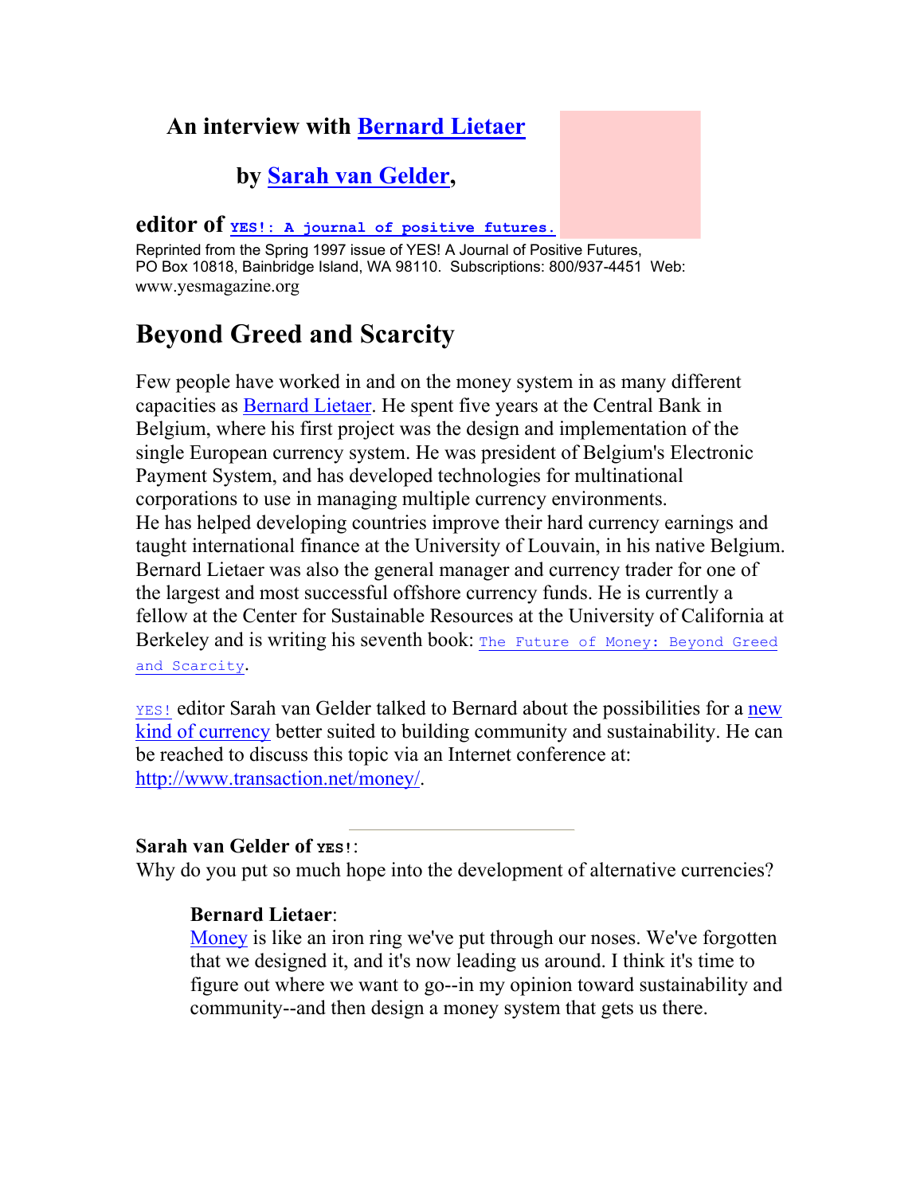**An interview with Bernard Lietaer**

**by Sarah van Gelder,**

**editor of YES!: A journal of positive futures.**

Reprinted from the Spring 1997 issue of YES! A Journal of Positive Futures, PO Box 10818, Bainbridge Island, WA 98110. Subscriptions: 800/937-4451 Web: www.yesmagazine.org

# Beyond Greed and Scarcity

Few people have worked in and on the money system in as many different capacities as Bernard Lietaer. He spent five years at the Central Bank in Belgium, where his first project was the design and implementation of the single European currency system. He was president of Belgium's Electronic Payment System, and has developed technologies for multinational corporations to use in managing multiple currency environments.
He has helped developing countries improve their hard currency earnings and taught international finance at the University of Louvain, in his native Belgium. Bernard Lietaer was also the general manager and currency trader for one of the largest and most successful offshore currency funds. He is currently a fellow at the Center for Sustainable Resources at the University of California at Berkeley and is writing his seventh book: The Future of Money: Beyond Greed and Scarcity.

YES! editor Sarah van Gelder talked to Bernard about the possibilities for a new kind of currency better suited to building community and sustainability. He can be reached to discuss this topic via an Internet conference at: http://www.transaction.net/money/.

---

**Sarah van Gelder of YES!:**
Why do you put so much hope into the development of alternative currencies?

> **Bernard Lietaer**:
> Money is like an iron ring we've put through our noses. We've forgotten that we designed it, and it's now leading us around. I think it's time to figure out where we want to go--in my opinion toward sustainability and community--and then design a money system that gets us there.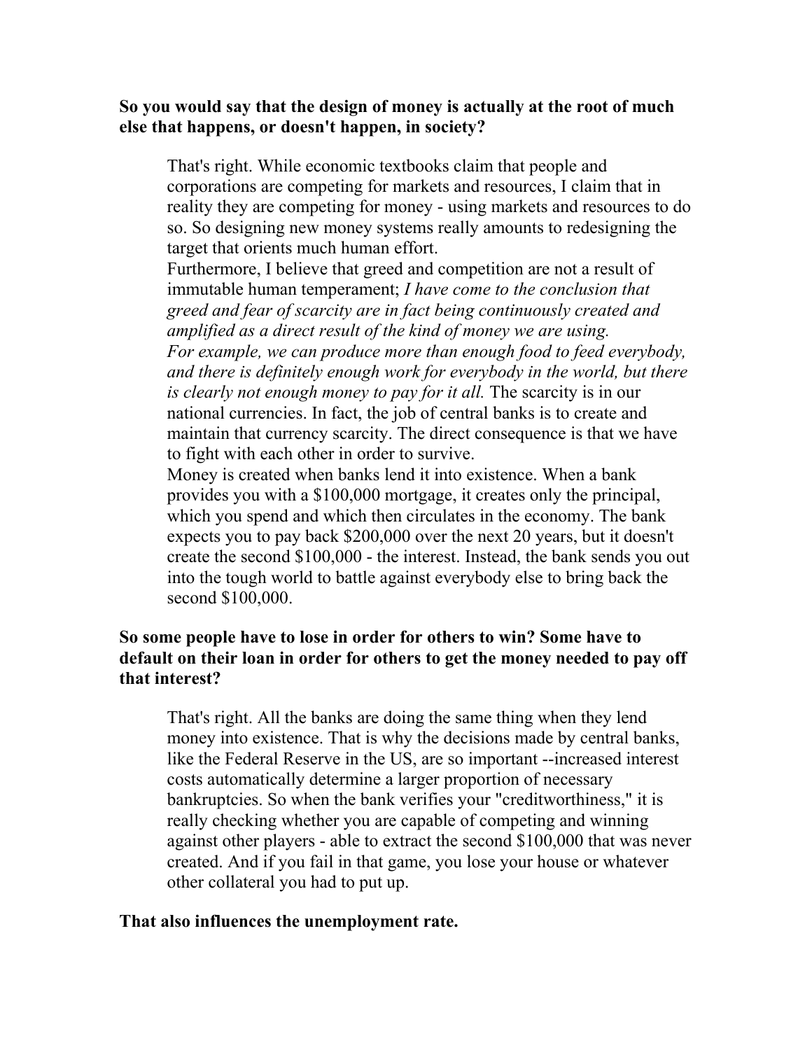**So you would say that the design of money is actually at the root of much else that happens, or doesn't happen, in society?**

> That's right. While economic textbooks claim that people and corporations are competing for markets and resources, I claim that in reality they are competing for money - using markets and resources to do so. So designing new money systems really amounts to redesigning the target that orients much human effort.
>
> Furthermore, I believe that greed and competition are not a result of immutable human temperament; *I have come to the conclusion that greed and fear of scarcity are in fact being continuously created and amplified as a direct result of the kind of money we are using.*
>
> *For example, we can produce more than enough food to feed everybody, and there is definitely enough work for everybody in the world, but there is clearly not enough money to pay for it all.* The scarcity is in our national currencies. In fact, the job of central banks is to create and maintain that currency scarcity. The direct consequence is that we have to fight with each other in order to survive.
>
> Money is created when banks lend it into existence. When a bank provides you with a $100,000 mortgage, it creates only the principal, which you spend and which then circulates in the economy. The bank expects you to pay back $200,000 over the next 20 years, but it doesn't create the second $100,000 - the interest. Instead, the bank sends you out into the tough world to battle against everybody else to bring back the second $100,000.

**So some people have to lose in order for others to win? Some have to default on their loan in order for others to get the money needed to pay off that interest?**

> That's right. All the banks are doing the same thing when they lend money into existence. That is why the decisions made by central banks, like the Federal Reserve in the US, are so important --increased interest costs automatically determine a larger proportion of necessary bankruptcies. So when the bank verifies your "creditworthiness," it is really checking whether you are capable of competing and winning against other players - able to extract the second $100,000 that was never created. And if you fail in that game, you lose your house or whatever other collateral you had to put up.

**That also influences the unemployment rate.**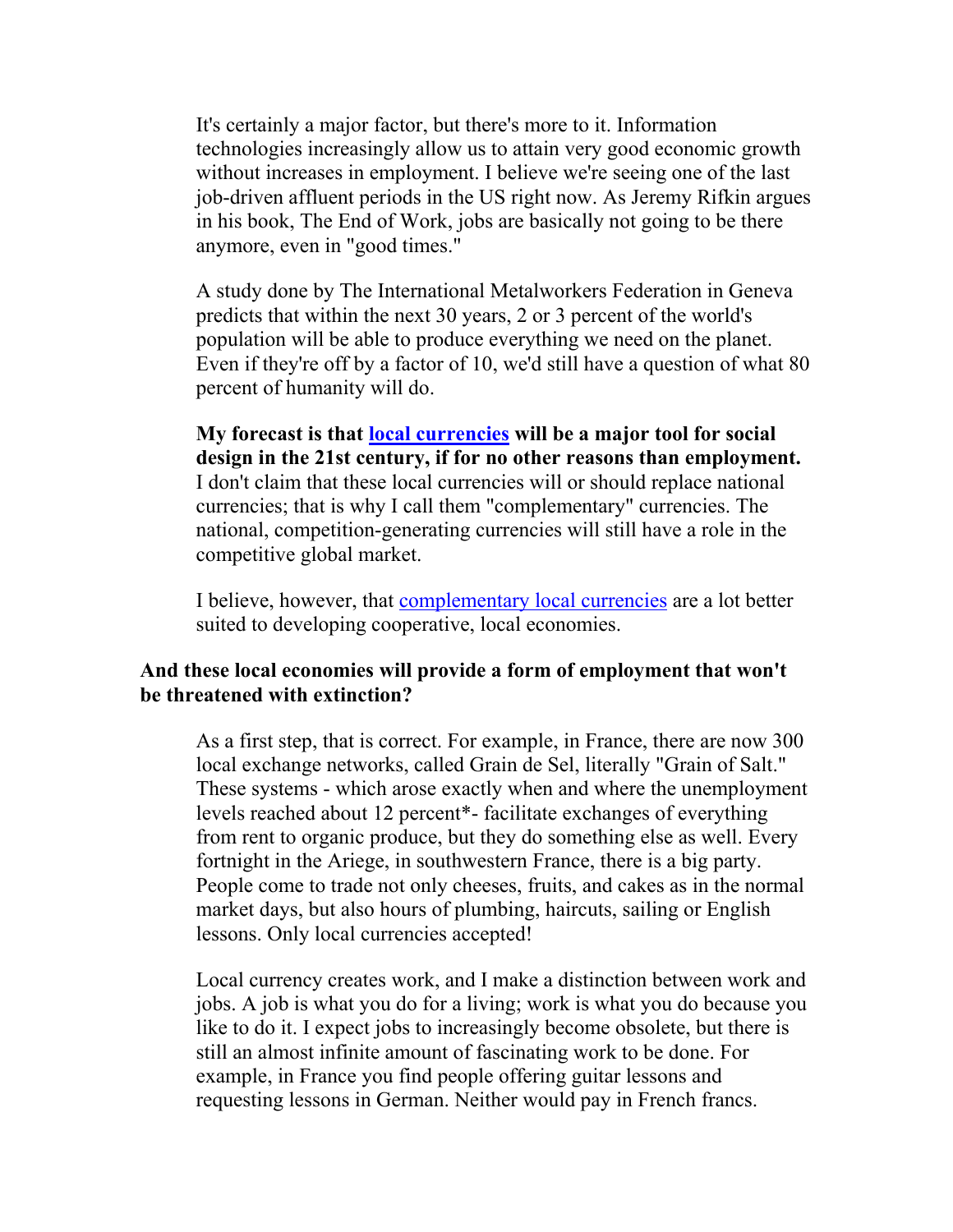It's certainly a major factor, but there's more to it. Information technologies increasingly allow us to attain very good economic growth without increases in employment. I believe we're seeing one of the last job-driven affluent periods in the US right now. As Jeremy Rifkin argues in his book, The End of Work, jobs are basically not going to be there anymore, even in "good times."

A study done by The International Metalworkers Federation in Geneva predicts that within the next 30 years, 2 or 3 percent of the world's population will be able to produce everything we need on the planet. Even if they're off by a factor of 10, we'd still have a question of what 80 percent of humanity will do.

**My forecast is that local currencies will be a major tool for social design in the 21st century, if for no other reasons than employment.** I don't claim that these local currencies will or should replace national currencies; that is why I call them "complementary" currencies. The national, competition-generating currencies will still have a role in the competitive global market.

I believe, however, that complementary local currencies are a lot better suited to developing cooperative, local economies.

**And these local economies will provide a form of employment that won't be threatened with extinction?**

As a first step, that is correct. For example, in France, there are now 300 local exchange networks, called Grain de Sel, literally "Grain of Salt." These systems - which arose exactly when and where the unemployment levels reached about 12 percent*- facilitate exchanges of everything from rent to organic produce, but they do something else as well. Every fortnight in the Ariege, in southwestern France, there is a big party. People come to trade not only cheeses, fruits, and cakes as in the normal market days, but also hours of plumbing, haircuts, sailing or English lessons. Only local currencies accepted!

Local currency creates work, and I make a distinction between work and jobs. A job is what you do for a living; work is what you do because you like to do it. I expect jobs to increasingly become obsolete, but there is still an almost infinite amount of fascinating work to be done. For example, in France you find people offering guitar lessons and requesting lessons in German. Neither would pay in French francs.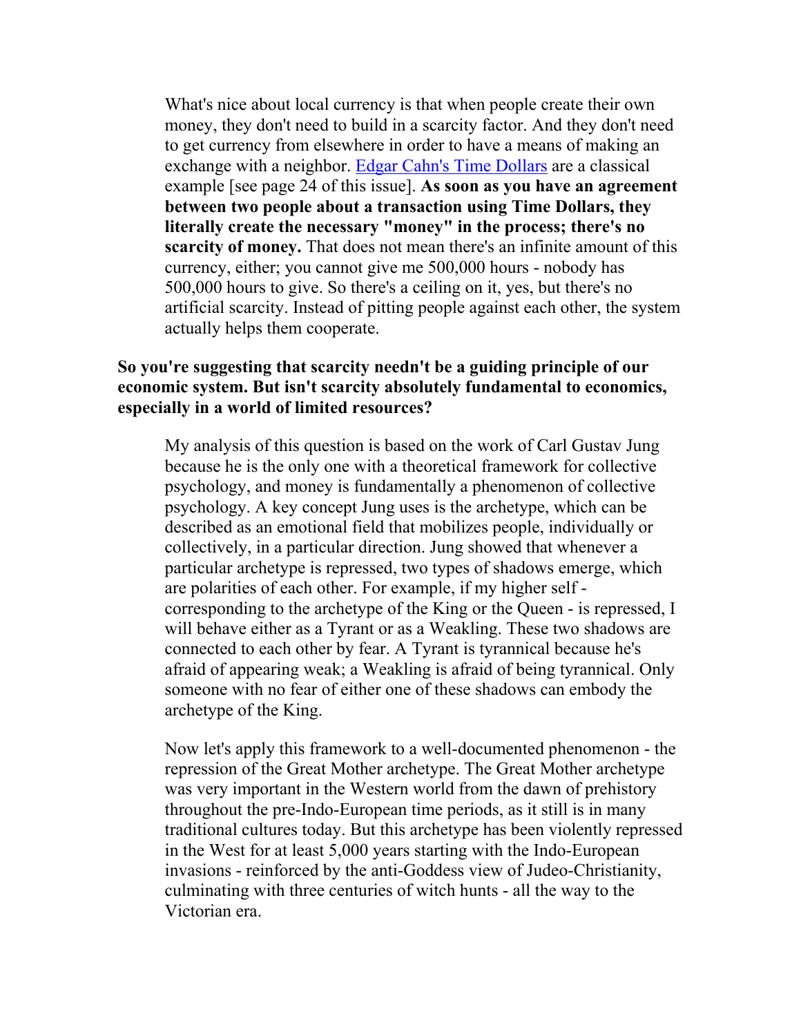What's nice about local currency is that when people create their own money, they don't need to build in a scarcity factor. And they don't need to get currency from elsewhere in order to have a means of making an exchange with a neighbor. Edgar Cahn's Time Dollars are a classical example [see page 24 of this issue]. **As soon as you have an agreement between two people about a transaction using Time Dollars, they literally create the necessary "money" in the process; there's no scarcity of money.** That does not mean there's an infinite amount of this currency, either; you cannot give me 500,000 hours - nobody has 500,000 hours to give. So there's a ceiling on it, yes, but there's no artificial scarcity. Instead of pitting people against each other, the system actually helps them cooperate.

**So you're suggesting that scarcity needn't be a guiding principle of our economic system. But isn't scarcity absolutely fundamental to economics, especially in a world of limited resources?**

My analysis of this question is based on the work of Carl Gustav Jung because he is the only one with a theoretical framework for collective psychology, and money is fundamentally a phenomenon of collective psychology. A key concept Jung uses is the archetype, which can be described as an emotional field that mobilizes people, individually or collectively, in a particular direction. Jung showed that whenever a particular archetype is repressed, two types of shadows emerge, which are polarities of each other. For example, if my higher self - corresponding to the archetype of the King or the Queen - is repressed, I will behave either as a Tyrant or as a Weakling. These two shadows are connected to each other by fear. A Tyrant is tyrannical because he's afraid of appearing weak; a Weakling is afraid of being tyrannical. Only someone with no fear of either one of these shadows can embody the archetype of the King.

Now let's apply this framework to a well-documented phenomenon - the repression of the Great Mother archetype. The Great Mother archetype was very important in the Western world from the dawn of prehistory throughout the pre-Indo-European time periods, as it still is in many traditional cultures today. But this archetype has been violently repressed in the West for at least 5,000 years starting with the Indo-European invasions - reinforced by the anti-Goddess view of Judeo-Christianity, culminating with three centuries of witch hunts - all the way to the Victorian era.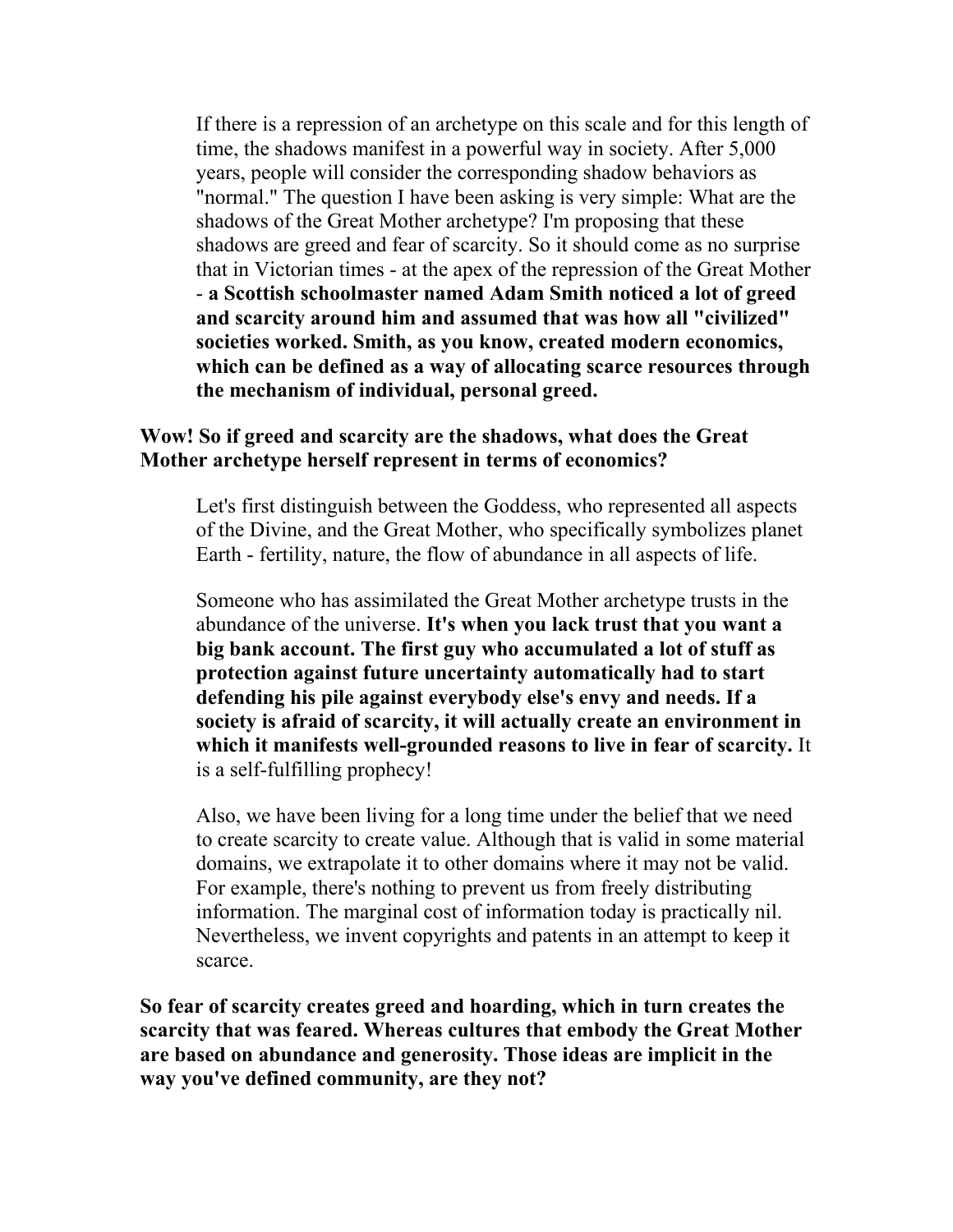If there is a repression of an archetype on this scale and for this length of time, the shadows manifest in a powerful way in society. After 5,000 years, people will consider the corresponding shadow behaviors as "normal." The question I have been asking is very simple: What are the shadows of the Great Mother archetype? I'm proposing that these shadows are greed and fear of scarcity. So it should come as no surprise that in Victorian times - at the apex of the repression of the Great Mother - **a Scottish schoolmaster named Adam Smith noticed a lot of greed and scarcity around him and assumed that was how all "civilized" societies worked. Smith, as you know, created modern economics, which can be defined as a way of allocating scarce resources through the mechanism of individual, personal greed.**

**Wow! So if greed and scarcity are the shadows, what does the Great Mother archetype herself represent in terms of economics?**

Let's first distinguish between the Goddess, who represented all aspects of the Divine, and the Great Mother, who specifically symbolizes planet Earth - fertility, nature, the flow of abundance in all aspects of life.

Someone who has assimilated the Great Mother archetype trusts in the abundance of the universe. **It's when you lack trust that you want a big bank account. The first guy who accumulated a lot of stuff as protection against future uncertainty automatically had to start defending his pile against everybody else's envy and needs. If a society is afraid of scarcity, it will actually create an environment in which it manifests well-grounded reasons to live in fear of scarcity.** It is a self-fulfilling prophecy!

Also, we have been living for a long time under the belief that we need to create scarcity to create value. Although that is valid in some material domains, we extrapolate it to other domains where it may not be valid. For example, there's nothing to prevent us from freely distributing information. The marginal cost of information today is practically nil. Nevertheless, we invent copyrights and patents in an attempt to keep it scarce.

**So fear of scarcity creates greed and hoarding, which in turn creates the scarcity that was feared. Whereas cultures that embody the Great Mother are based on abundance and generosity. Those ideas are implicit in the way you've defined community, are they not?**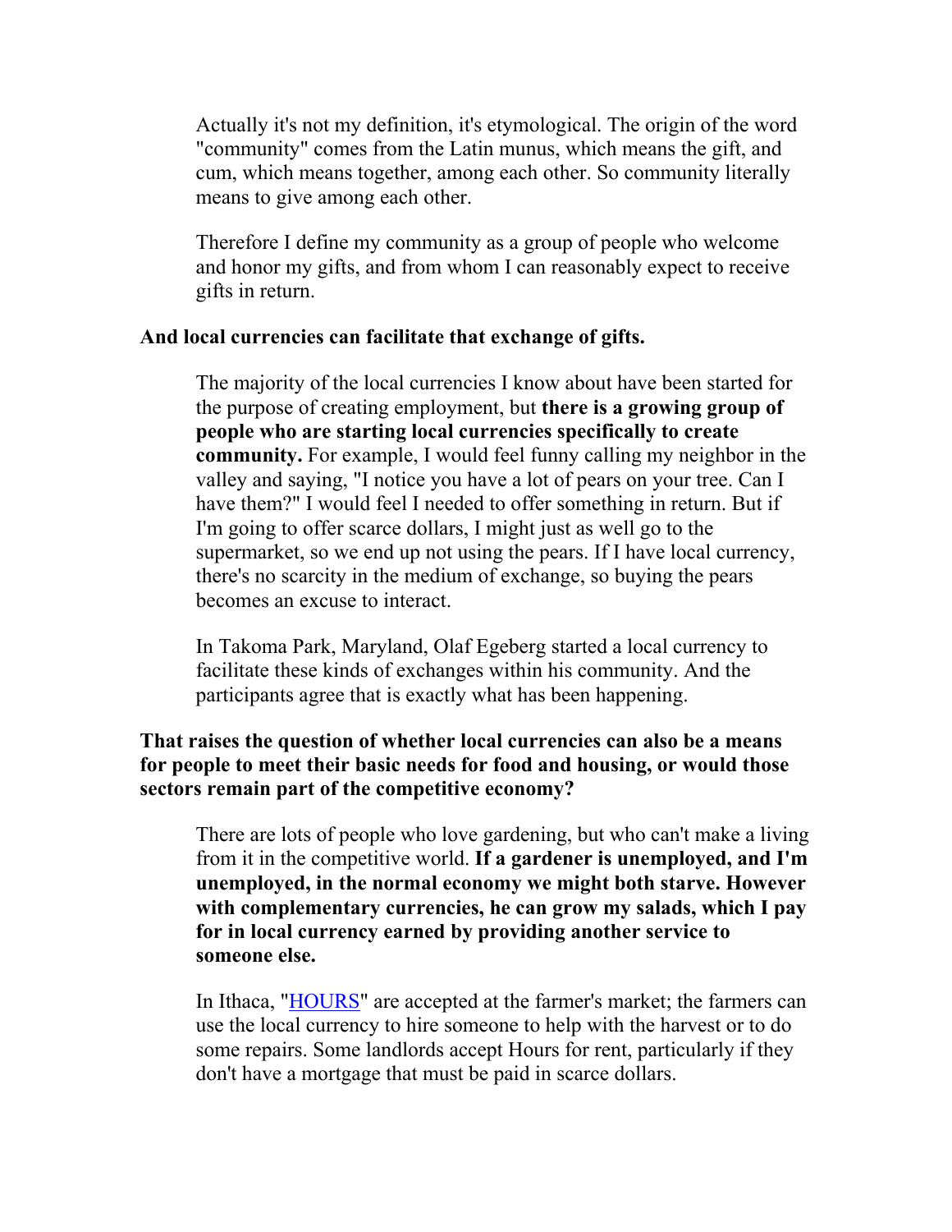Actually it's not my definition, it's etymological. The origin of the word "community" comes from the Latin munus, which means the gift, and cum, which means together, among each other. So community literally means to give among each other.

Therefore I define my community as a group of people who welcome and honor my gifts, and from whom I can reasonably expect to receive gifts in return.

**And local currencies can facilitate that exchange of gifts.**

The majority of the local currencies I know about have been started for the purpose of creating employment, but **there is a growing group of people who are starting local currencies specifically to create community.** For example, I would feel funny calling my neighbor in the valley and saying, "I notice you have a lot of pears on your tree. Can I have them?" I would feel I needed to offer something in return. But if I'm going to offer scarce dollars, I might just as well go to the supermarket, so we end up not using the pears. If I have local currency, there's no scarcity in the medium of exchange, so buying the pears becomes an excuse to interact.

In Takoma Park, Maryland, Olaf Egeberg started a local currency to facilitate these kinds of exchanges within his community. And the participants agree that is exactly what has been happening.

**That raises the question of whether local currencies can also be a means for people to meet their basic needs for food and housing, or would those sectors remain part of the competitive economy?**

There are lots of people who love gardening, but who can't make a living from it in the competitive world. **If a gardener is unemployed, and I'm unemployed, in the normal economy we might both starve. However with complementary currencies, he can grow my salads, which I pay for in local currency earned by providing another service to someone else.**

In Ithaca, "HOURS" are accepted at the farmer's market; the farmers can use the local currency to hire someone to help with the harvest or to do some repairs. Some landlords accept Hours for rent, particularly if they don't have a mortgage that must be paid in scarce dollars.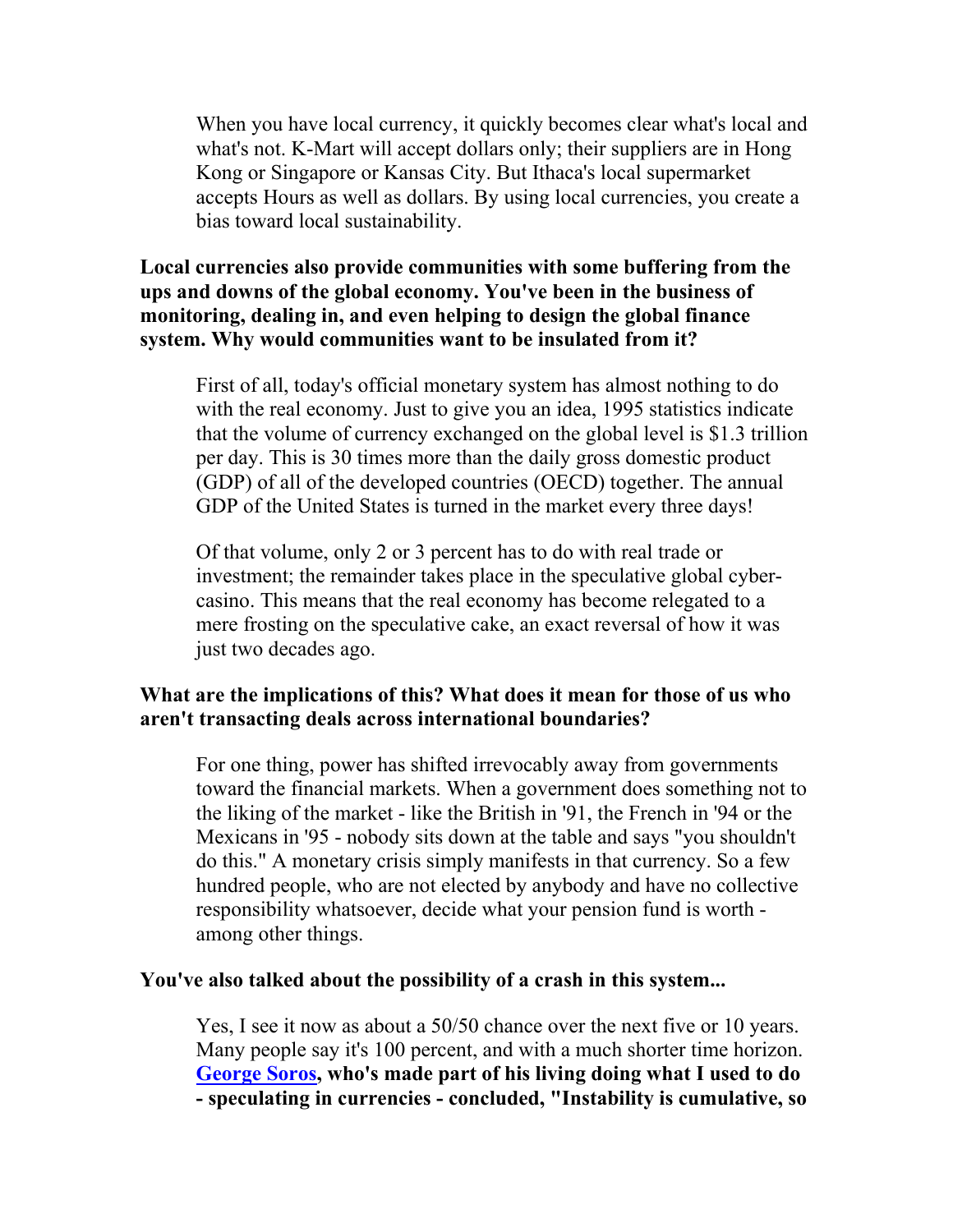When you have local currency, it quickly becomes clear what's local and what's not. K-Mart will accept dollars only; their suppliers are in Hong Kong or Singapore or Kansas City. But Ithaca's local supermarket accepts Hours as well as dollars. By using local currencies, you create a bias toward local sustainability.

**Local currencies also provide communities with some buffering from the ups and downs of the global economy. You've been in the business of monitoring, dealing in, and even helping to design the global finance system. Why would communities want to be insulated from it?**

First of all, today's official monetary system has almost nothing to do with the real economy. Just to give you an idea, 1995 statistics indicate that the volume of currency exchanged on the global level is $1.3 trillion per day. This is 30 times more than the daily gross domestic product (GDP) of all of the developed countries (OECD) together. The annual GDP of the United States is turned in the market every three days!

Of that volume, only 2 or 3 percent has to do with real trade or investment; the remainder takes place in the speculative global cyber-casino. This means that the real economy has become relegated to a mere frosting on the speculative cake, an exact reversal of how it was just two decades ago.

**What are the implications of this? What does it mean for those of us who aren't transacting deals across international boundaries?**

For one thing, power has shifted irrevocably away from governments toward the financial markets. When a government does something not to the liking of the market - like the British in '91, the French in '94 or the Mexicans in '95 - nobody sits down at the table and says "you shouldn't do this." A monetary crisis simply manifests in that currency. So a few hundred people, who are not elected by anybody and have no collective responsibility whatsoever, decide what your pension fund is worth - among other things.

**You've also talked about the possibility of a crash in this system...**

Yes, I see it now as about a 50/50 chance over the next five or 10 years. Many people say it's 100 percent, and with a much shorter time horizon. **George Soros, who's made part of his living doing what I used to do - speculating in currencies - concluded, "Instability is cumulative, so**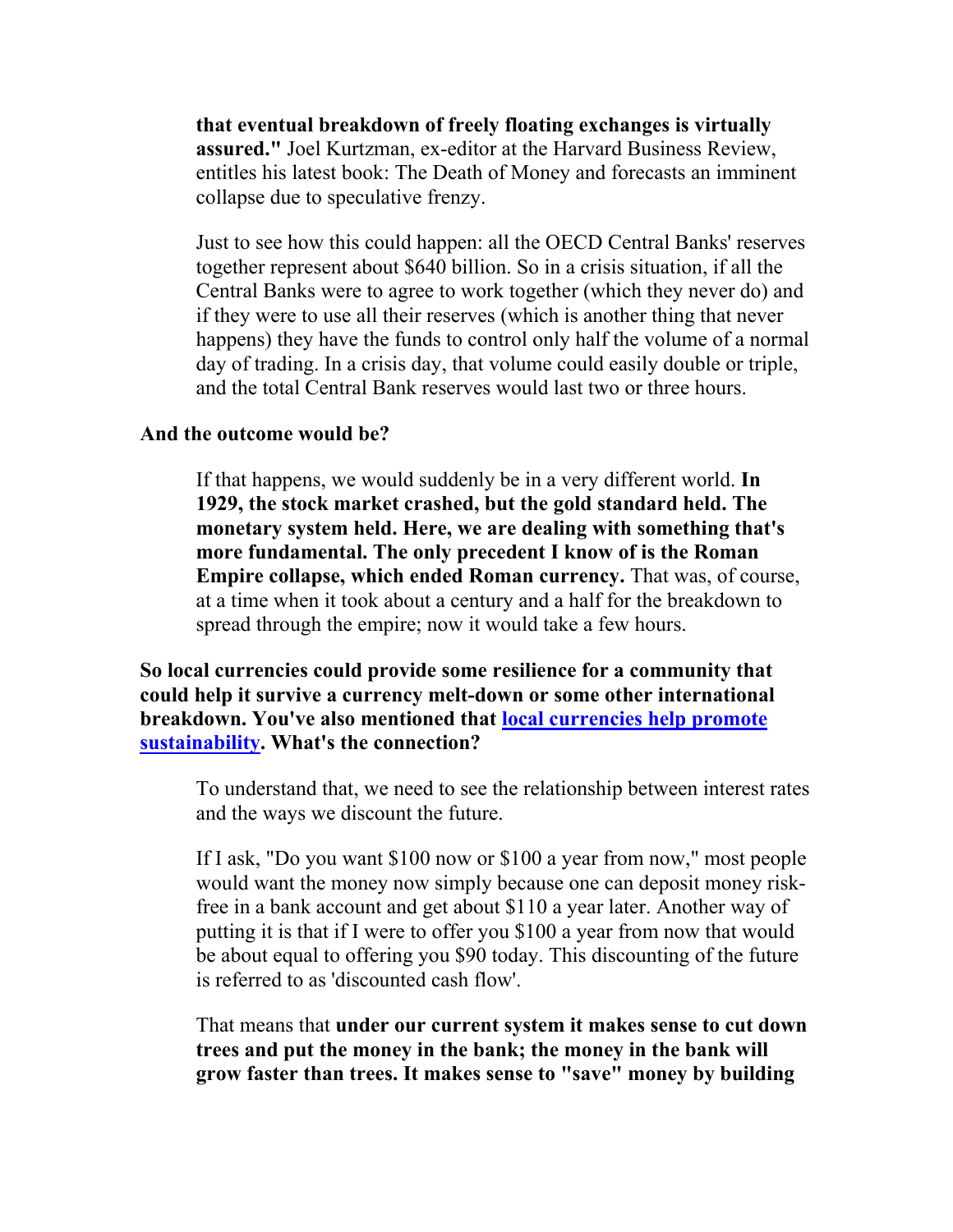**that eventual breakdown of freely floating exchanges is virtually assured."** Joel Kurtzman, ex-editor at the Harvard Business Review, entitles his latest book: The Death of Money and forecasts an imminent collapse due to speculative frenzy.

Just to see how this could happen: all the OECD Central Banks' reserves together represent about $640 billion. So in a crisis situation, if all the Central Banks were to agree to work together (which they never do) and if they were to use all their reserves (which is another thing that never happens) they have the funds to control only half the volume of a normal day of trading. In a crisis day, that volume could easily double or triple, and the total Central Bank reserves would last two or three hours.

**And the outcome would be?**

If that happens, we would suddenly be in a very different world. **In 1929, the stock market crashed, but the gold standard held. The monetary system held. Here, we are dealing with something that's more fundamental. The only precedent I know of is the Roman Empire collapse, which ended Roman currency.** That was, of course, at a time when it took about a century and a half for the breakdown to spread through the empire; now it would take a few hours.

**So local currencies could provide some resilience for a community that could help it survive a currency melt-down or some other international breakdown. You've also mentioned that local currencies help promote sustainability. What's the connection?**

To understand that, we need to see the relationship between interest rates and the ways we discount the future.

If I ask, "Do you want $100 now or $100 a year from now," most people would want the money now simply because one can deposit money risk-free in a bank account and get about $110 a year later. Another way of putting it is that if I were to offer you $100 a year from now that would be about equal to offering you $90 today. This discounting of the future is referred to as 'discounted cash flow'.

That means that **under our current system it makes sense to cut down trees and put the money in the bank; the money in the bank will grow faster than trees. It makes sense to "save" money by building**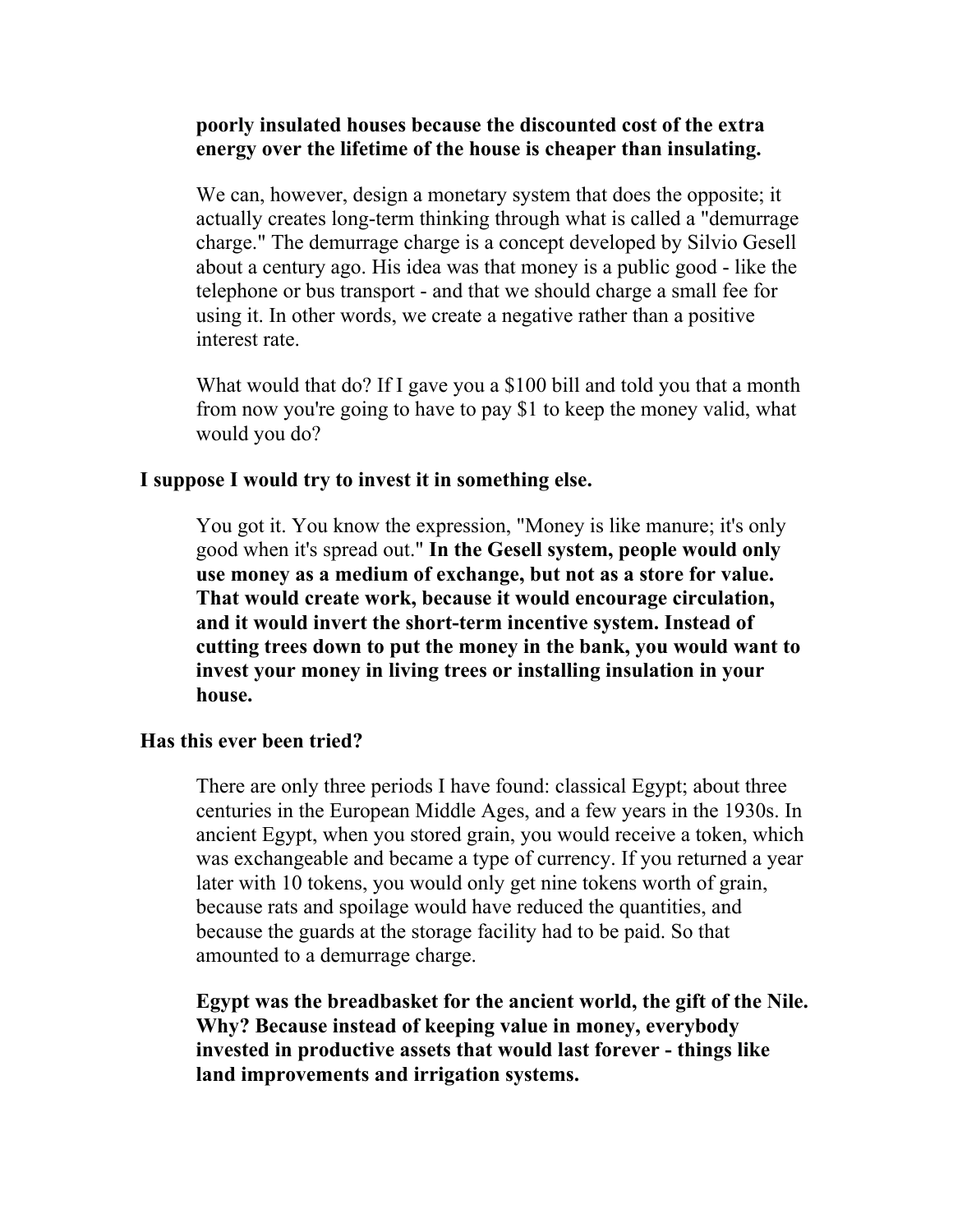**poorly insulated houses because the discounted cost of the extra energy over the lifetime of the house is cheaper than insulating.**

We can, however, design a monetary system that does the opposite; it actually creates long-term thinking through what is called a "demurrage charge." The demurrage charge is a concept developed by Silvio Gesell about a century ago. His idea was that money is a public good - like the telephone or bus transport - and that we should charge a small fee for using it. In other words, we create a negative rather than a positive interest rate.

What would that do? If I gave you a $100 bill and told you that a month from now you're going to have to pay $1 to keep the money valid, what would you do?

**I suppose I would try to invest it in something else.**

You got it. You know the expression, "Money is like manure; it's only good when it's spread out." **In the Gesell system, people would only use money as a medium of exchange, but not as a store for value. That would create work, because it would encourage circulation, and it would invert the short-term incentive system. Instead of cutting trees down to put the money in the bank, you would want to invest your money in living trees or installing insulation in your house.**

**Has this ever been tried?**

There are only three periods I have found: classical Egypt; about three centuries in the European Middle Ages, and a few years in the 1930s. In ancient Egypt, when you stored grain, you would receive a token, which was exchangeable and became a type of currency. If you returned a year later with 10 tokens, you would only get nine tokens worth of grain, because rats and spoilage would have reduced the quantities, and because the guards at the storage facility had to be paid. So that amounted to a demurrage charge.

**Egypt was the breadbasket for the ancient world, the gift of the Nile. Why? Because instead of keeping value in money, everybody invested in productive assets that would last forever - things like land improvements and irrigation systems.**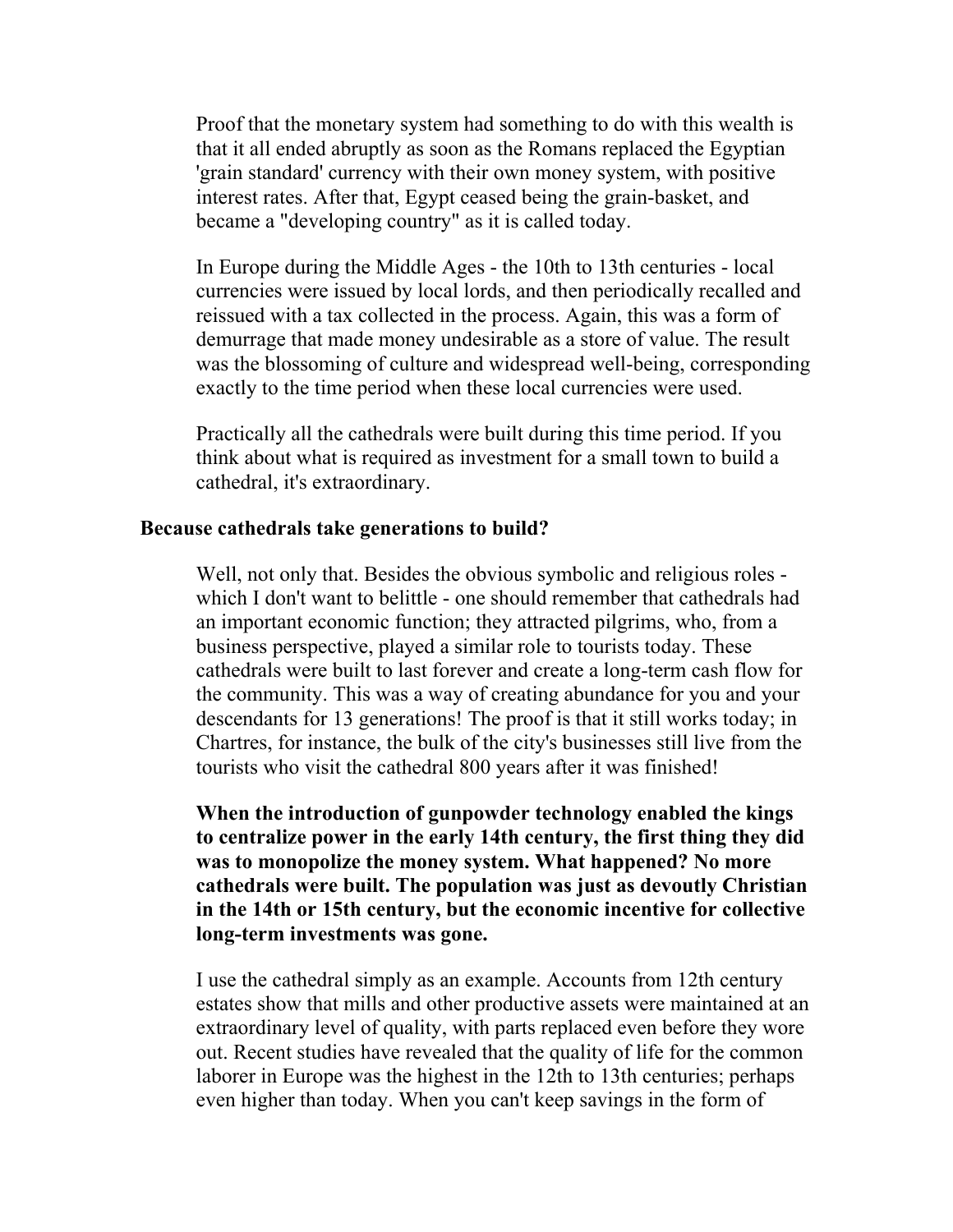Proof that the monetary system had something to do with this wealth is that it all ended abruptly as soon as the Romans replaced the Egyptian 'grain standard' currency with their own money system, with positive interest rates. After that, Egypt ceased being the grain-basket, and became a "developing country" as it is called today.

In Europe during the Middle Ages - the 10th to 13th centuries - local currencies were issued by local lords, and then periodically recalled and reissued with a tax collected in the process. Again, this was a form of demurrage that made money undesirable as a store of value. The result was the blossoming of culture and widespread well-being, corresponding exactly to the time period when these local currencies were used.

Practically all the cathedrals were built during this time period. If you think about what is required as investment for a small town to build a cathedral, it's extraordinary.

**Because cathedrals take generations to build?**

Well, not only that. Besides the obvious symbolic and religious roles - which I don't want to belittle - one should remember that cathedrals had an important economic function; they attracted pilgrims, who, from a business perspective, played a similar role to tourists today. These cathedrals were built to last forever and create a long-term cash flow for the community. This was a way of creating abundance for you and your descendants for 13 generations! The proof is that it still works today; in Chartres, for instance, the bulk of the city's businesses still live from the tourists who visit the cathedral 800 years after it was finished!

**When the introduction of gunpowder technology enabled the kings to centralize power in the early 14th century, the first thing they did was to monopolize the money system. What happened? No more cathedrals were built. The population was just as devoutly Christian in the 14th or 15th century, but the economic incentive for collective long-term investments was gone.**

I use the cathedral simply as an example. Accounts from 12th century estates show that mills and other productive assets were maintained at an extraordinary level of quality, with parts replaced even before they wore out. Recent studies have revealed that the quality of life for the common laborer in Europe was the highest in the 12th to 13th centuries; perhaps even higher than today. When you can't keep savings in the form of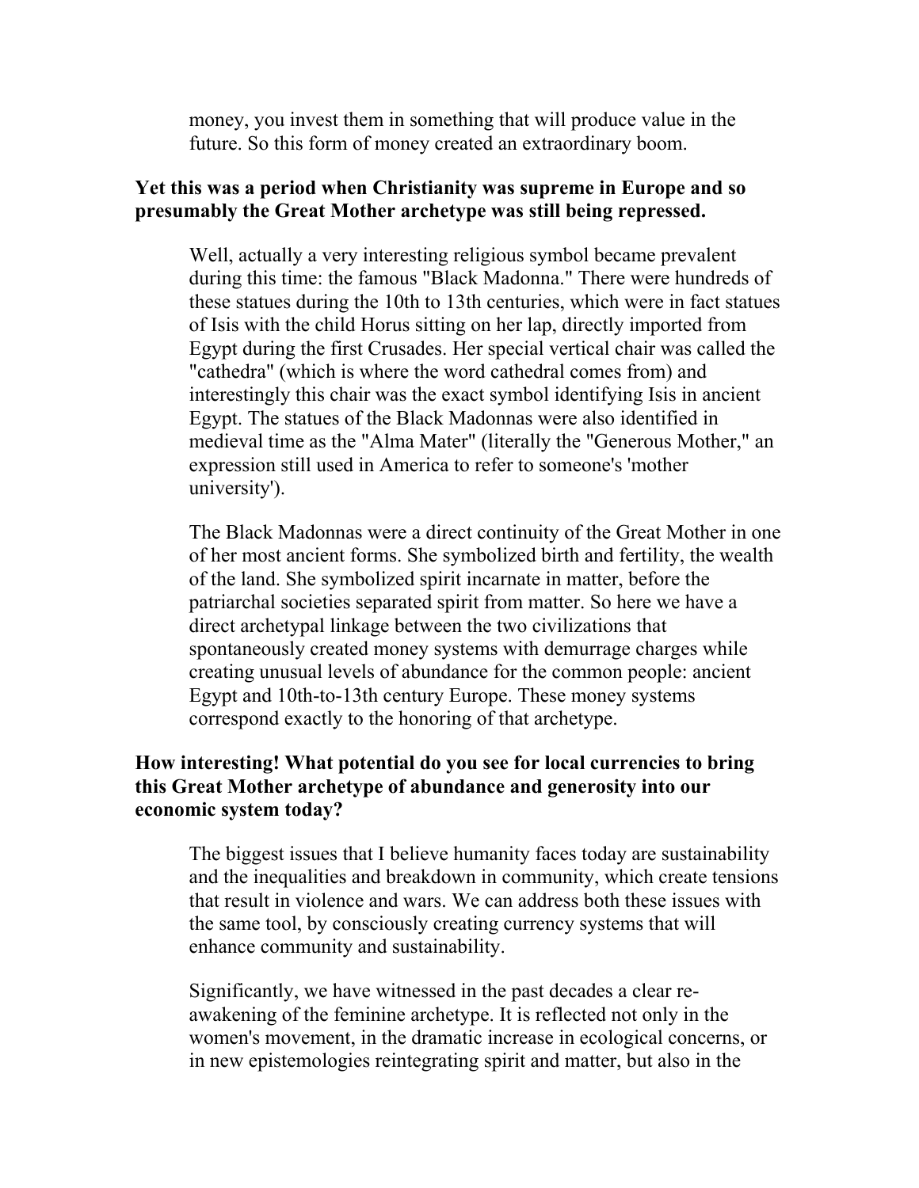money, you invest them in something that will produce value in the future. So this form of money created an extraordinary boom.

**Yet this was a period when Christianity was supreme in Europe and so presumably the Great Mother archetype was still being repressed.**

Well, actually a very interesting religious symbol became prevalent during this time: the famous "Black Madonna." There were hundreds of these statues during the 10th to 13th centuries, which were in fact statues of Isis with the child Horus sitting on her lap, directly imported from Egypt during the first Crusades. Her special vertical chair was called the "cathedra" (which is where the word cathedral comes from) and interestingly this chair was the exact symbol identifying Isis in ancient Egypt. The statues of the Black Madonnas were also identified in medieval time as the "Alma Mater" (literally the "Generous Mother," an expression still used in America to refer to someone's 'mother university').

The Black Madonnas were a direct continuity of the Great Mother in one of her most ancient forms. She symbolized birth and fertility, the wealth of the land. She symbolized spirit incarnate in matter, before the patriarchal societies separated spirit from matter. So here we have a direct archetypal linkage between the two civilizations that spontaneously created money systems with demurrage charges while creating unusual levels of abundance for the common people: ancient Egypt and 10th-to-13th century Europe. These money systems correspond exactly to the honoring of that archetype.

**How interesting! What potential do you see for local currencies to bring this Great Mother archetype of abundance and generosity into our economic system today?**

The biggest issues that I believe humanity faces today are sustainability and the inequalities and breakdown in community, which create tensions that result in violence and wars. We can address both these issues with the same tool, by consciously creating currency systems that will enhance community and sustainability.

Significantly, we have witnessed in the past decades a clear re-awakening of the feminine archetype. It is reflected not only in the women's movement, in the dramatic increase in ecological concerns, or in new epistemologies reintegrating spirit and matter, but also in the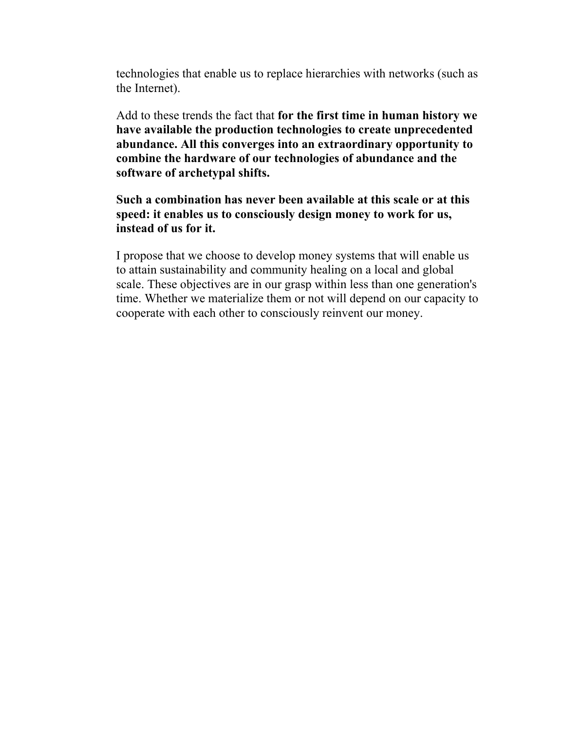technologies that enable us to replace hierarchies with networks (such as the Internet).

Add to these trends the fact that **for the first time in human history we have available the production technologies to create unprecedented abundance. All this converges into an extraordinary opportunity to combine the hardware of our technologies of abundance and the software of archetypal shifts.**

**Such a combination has never been available at this scale or at this speed: it enables us to consciously design money to work for us, instead of us for it.**

I propose that we choose to develop money systems that will enable us to attain sustainability and community healing on a local and global scale. These objectives are in our grasp within less than one generation's time. Whether we materialize them or not will depend on our capacity to cooperate with each other to consciously reinvent our money.